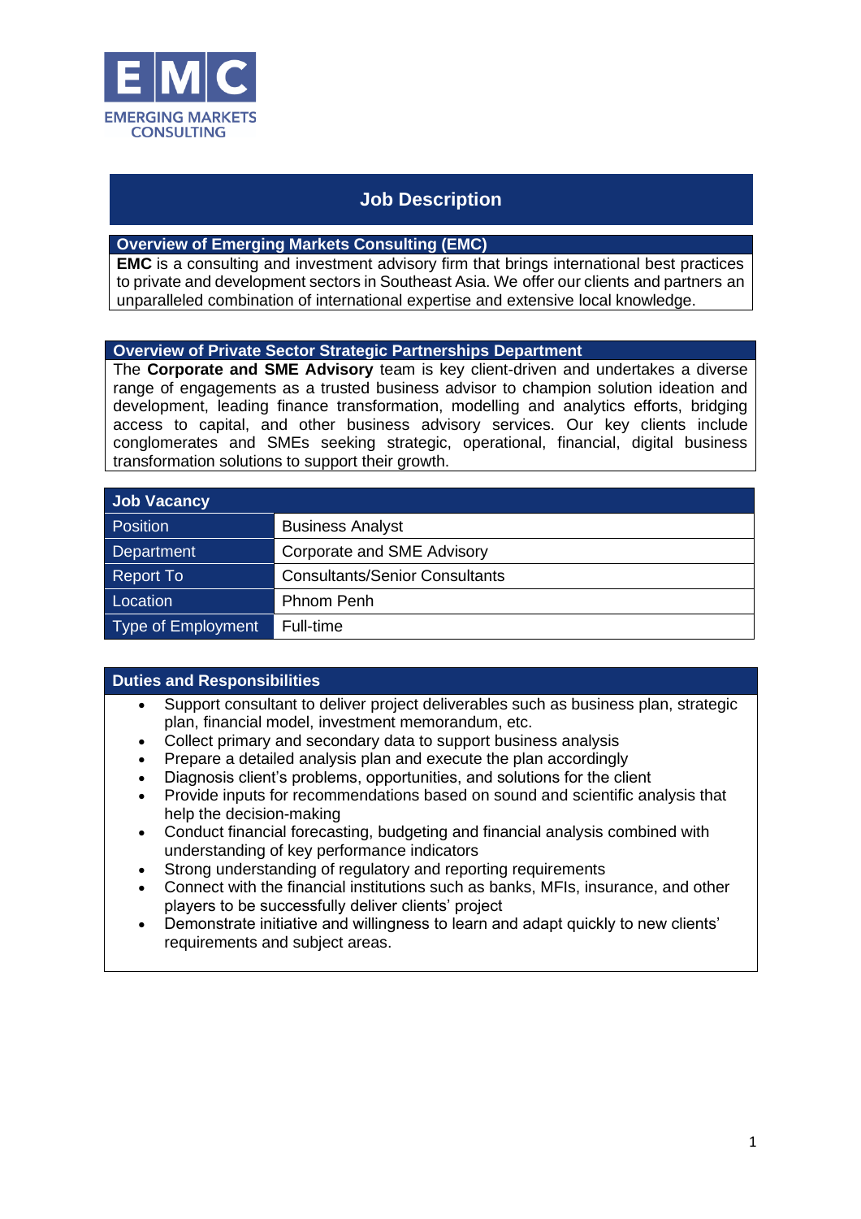EMC
EMERGING MARKETS CONSULTING

# Job Description

## Overview of Emerging Markets Consulting (EMC)

**EMC** is a consulting and investment advisory firm that brings international best practices to private and development sectors in Southeast Asia. We offer our clients and partners an unparalleled combination of international expertise and extensive local knowledge.

## Overview of Private Sector Strategic Partnerships Department

The **Corporate and SME Advisory** team is key client-driven and undertakes a diverse range of engagements as a trusted business advisor to champion solution ideation and development, leading finance transformation, modelling and analytics efforts, bridging access to capital, and other business advisory services. Our key clients include conglomerates and SMEs seeking strategic, operational, financial, digital business transformation solutions to support their growth.

| Job Vacancy | |
|---|---|
| Position | Business Analyst |
| Department | Corporate and SME Advisory |
| Report To | Consultants/Senior Consultants |
| Location | Phnom Penh |
| Type of Employment | Full-time |

## Duties and Responsibilities

- Support consultant to deliver project deliverables such as business plan, strategic plan, financial model, investment memorandum, etc.
- Collect primary and secondary data to support business analysis
- Prepare a detailed analysis plan and execute the plan accordingly
- Diagnosis client's problems, opportunities, and solutions for the client
- Provide inputs for recommendations based on sound and scientific analysis that help the decision-making
- Conduct financial forecasting, budgeting and financial analysis combined with understanding of key performance indicators
- Strong understanding of regulatory and reporting requirements
- Connect with the financial institutions such as banks, MFIs, insurance, and other players to be successfully deliver clients' project
- Demonstrate initiative and willingness to learn and adapt quickly to new clients' requirements and subject areas.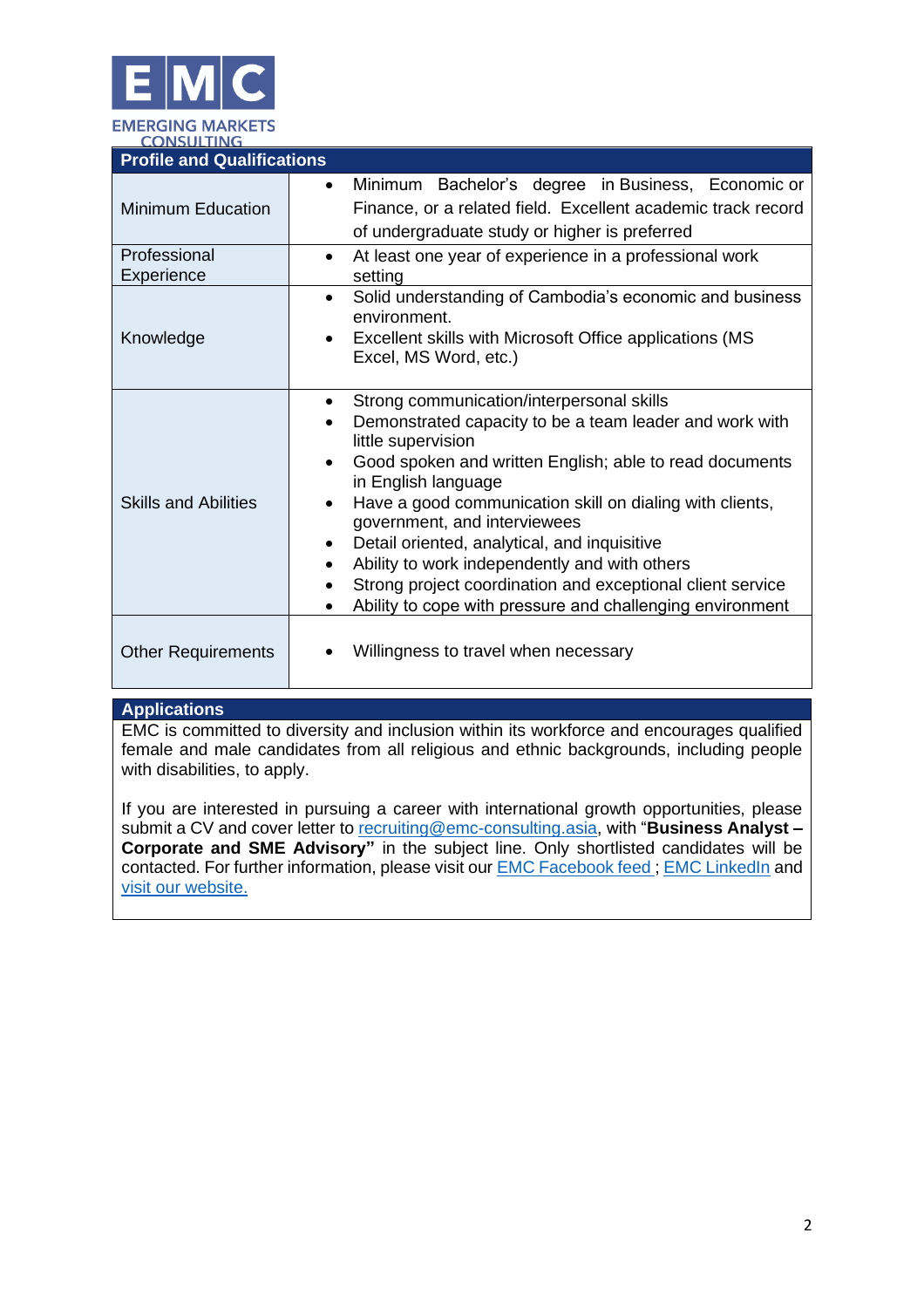EMC
EMERGING MARKETS CONSULTING

| Profile and Qualifications | |
|---|---|
| Minimum Education | • Minimum Bachelor's degree in Business, Economic or Finance, or a related field. Excellent academic track record of undergraduate study or higher is preferred |
| Professional Experience | • At least one year of experience in a professional work setting |
| Knowledge | • Solid understanding of Cambodia's economic and business environment.<br>• Excellent skills with Microsoft Office applications (MS Excel, MS Word, etc.) |
| Skills and Abilities | • Strong communication/interpersonal skills<br>• Demonstrated capacity to be a team leader and work with little supervision<br>• Good spoken and written English; able to read documents in English language<br>• Have a good communication skill on dialing with clients, government, and interviewees<br>• Detail oriented, analytical, and inquisitive<br>• Ability to work independently and with others<br>• Strong project coordination and exceptional client service<br>• Ability to cope with pressure and challenging environment |
| Other Requirements | • Willingness to travel when necessary |

## Applications

EMC is committed to diversity and inclusion within its workforce and encourages qualified female and male candidates from all religious and ethnic backgrounds, including people with disabilities, to apply.

If you are interested in pursuing a career with international growth opportunities, please submit a CV and cover letter to recruiting@emc-consulting.asia, with "**Business Analyst – Corporate and SME Advisory"** in the subject line. Only shortlisted candidates will be contacted. For further information, please visit our EMC Facebook feed ; EMC LinkedIn and visit our website.